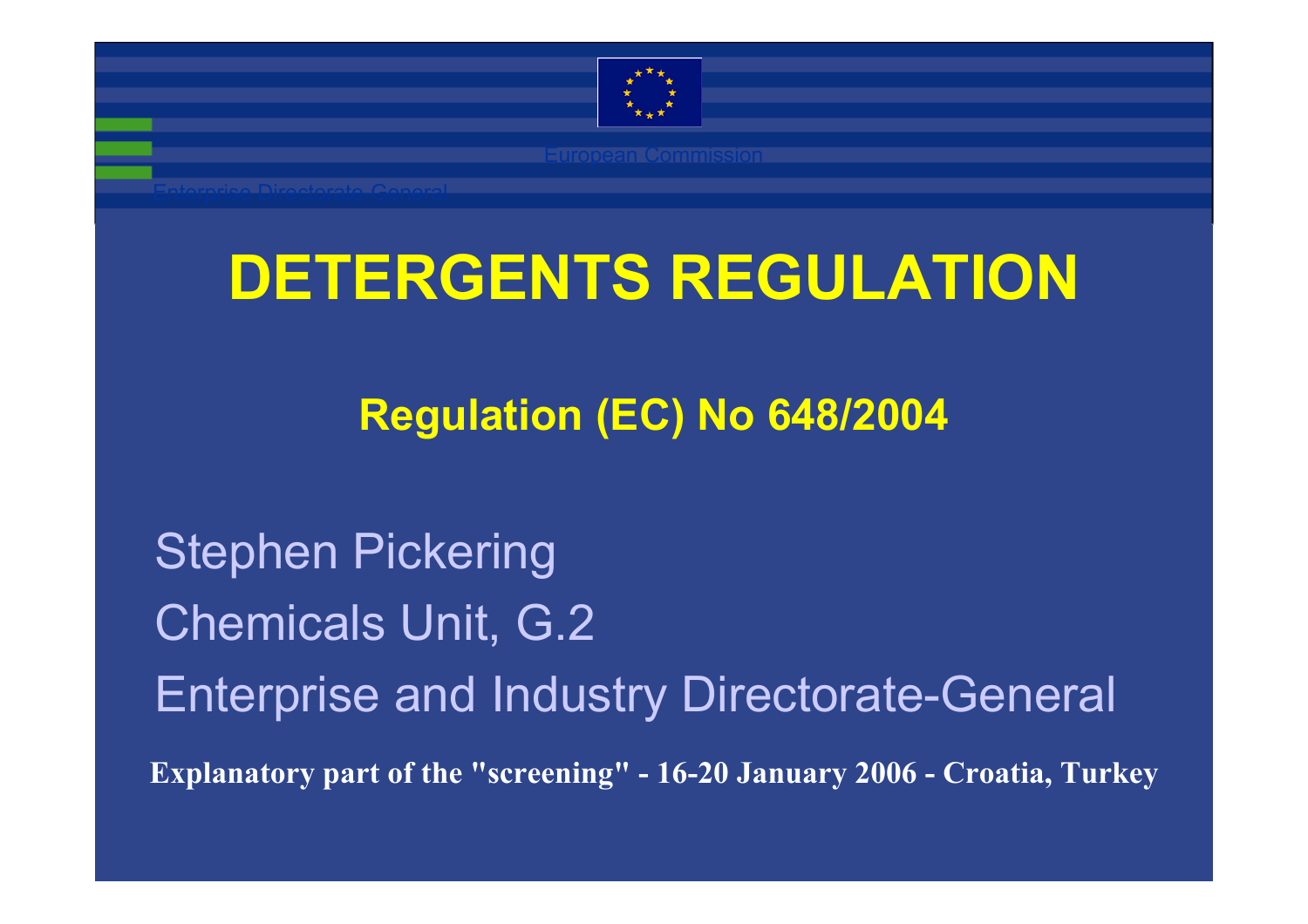European Commission

Enterprise Directorate General

# DETERGENTS REGULATION

## Regulation (EC) No 648/2004

Stephen Pickering

Chemicals Unit, G.2

Enterprise and Industry Directorate-General

**Explanatory part of the "screening" - 16-20 January 2006 - Croatia, Turkey**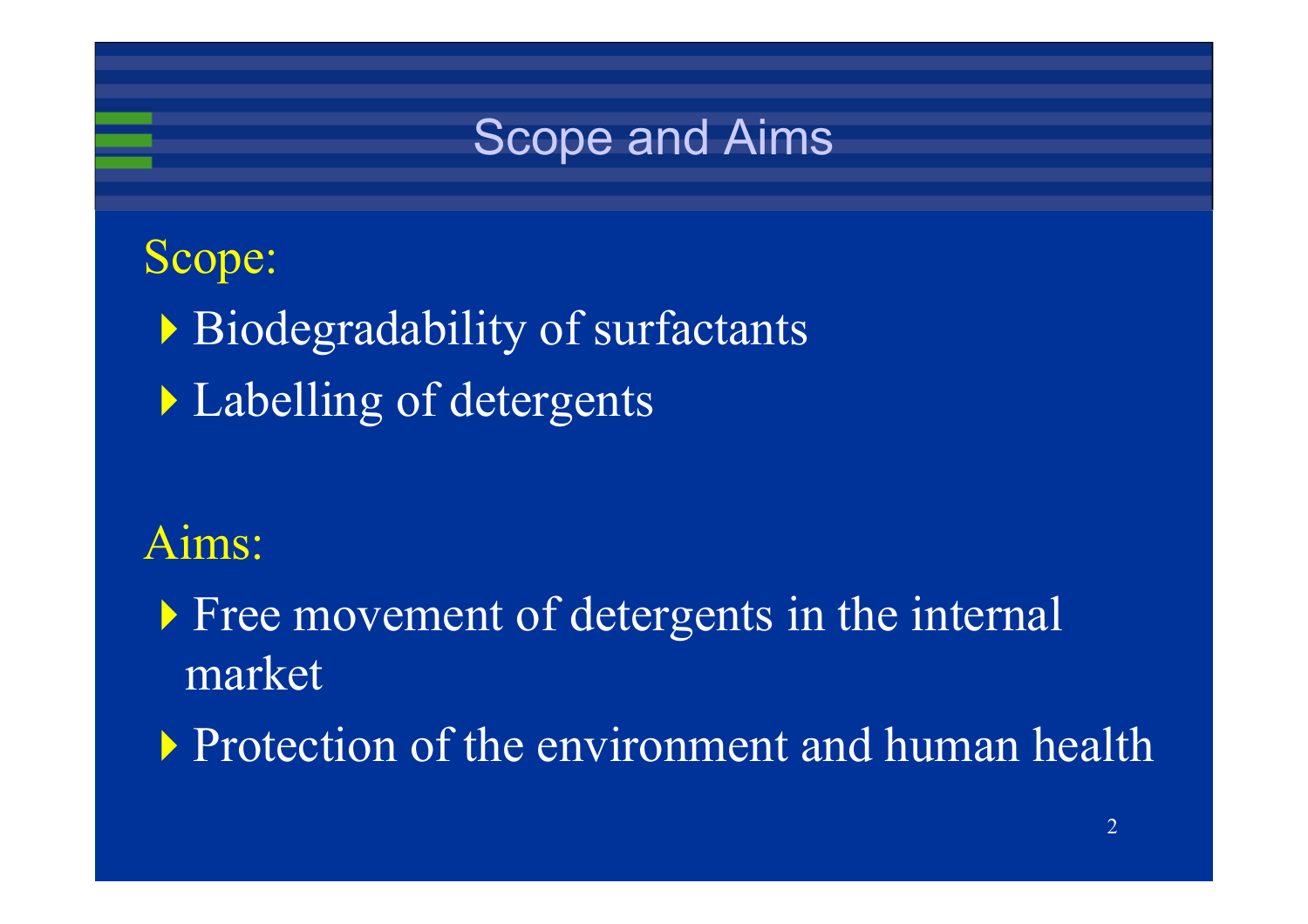# Scope and Aims

Scope:

- Biodegradability of surfactants
- Labelling of detergents

Aims:

- Free movement of detergents in the internal market
- Protection of the environment and human health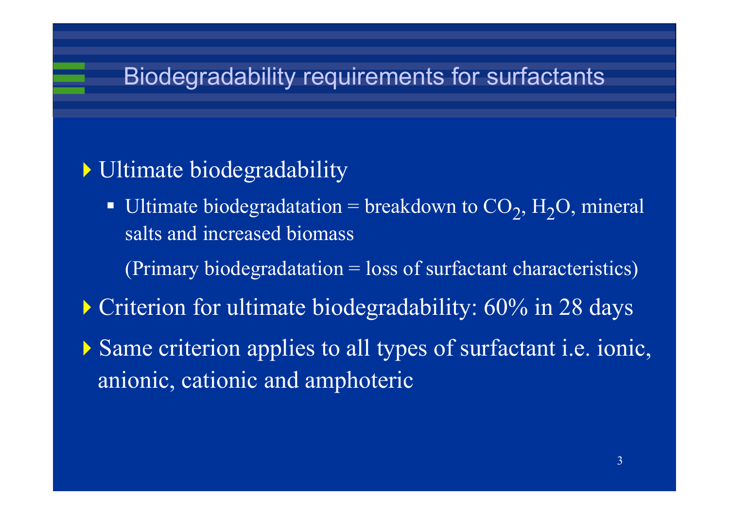# Biodegradability requirements for surfactants

- Ultimate biodegradability
  - Ultimate biodegradatation = breakdown to $CO_2$, $H_2O$, mineral salts and increased biomass

    (Primary biodegradatation = loss of surfactant characteristics)
- Criterion for ultimate biodegradability: 60% in 28 days
- Same criterion applies to all types of surfactant i.e. ionic, anionic, cationic and amphoteric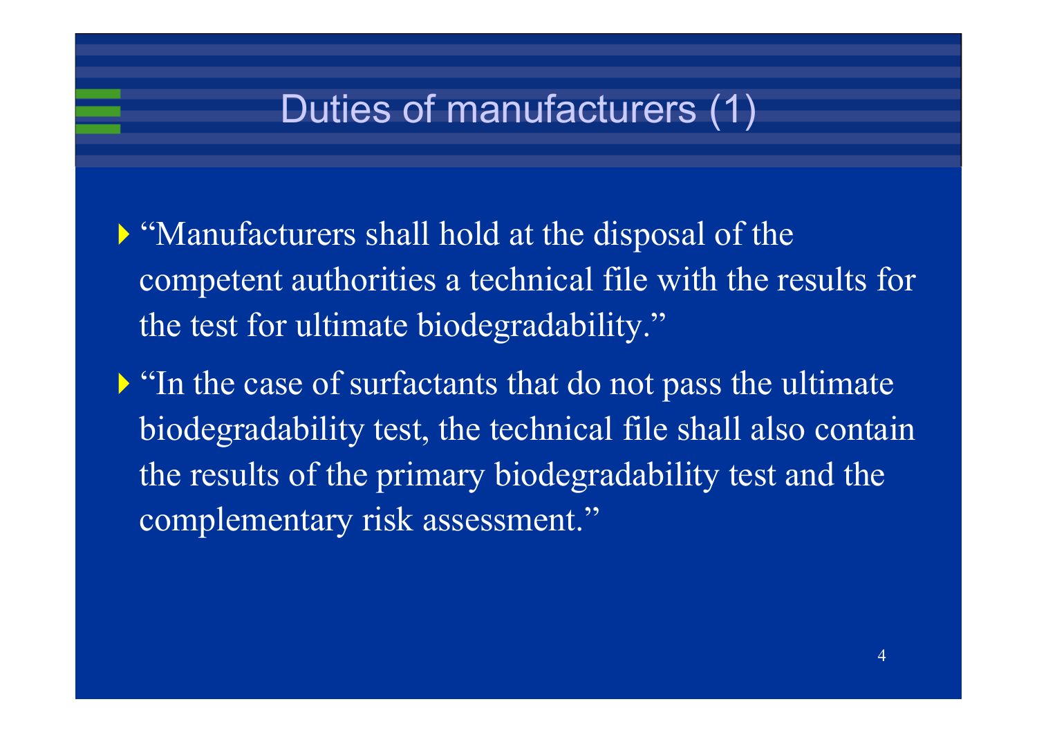# Duties of manufacturers (1)

- "Manufacturers shall hold at the disposal of the competent authorities a technical file with the results for the test for ultimate biodegradability."
- "In the case of surfactants that do not pass the ultimate biodegradability test, the technical file shall also contain the results of the primary biodegradability test and the complementary risk assessment."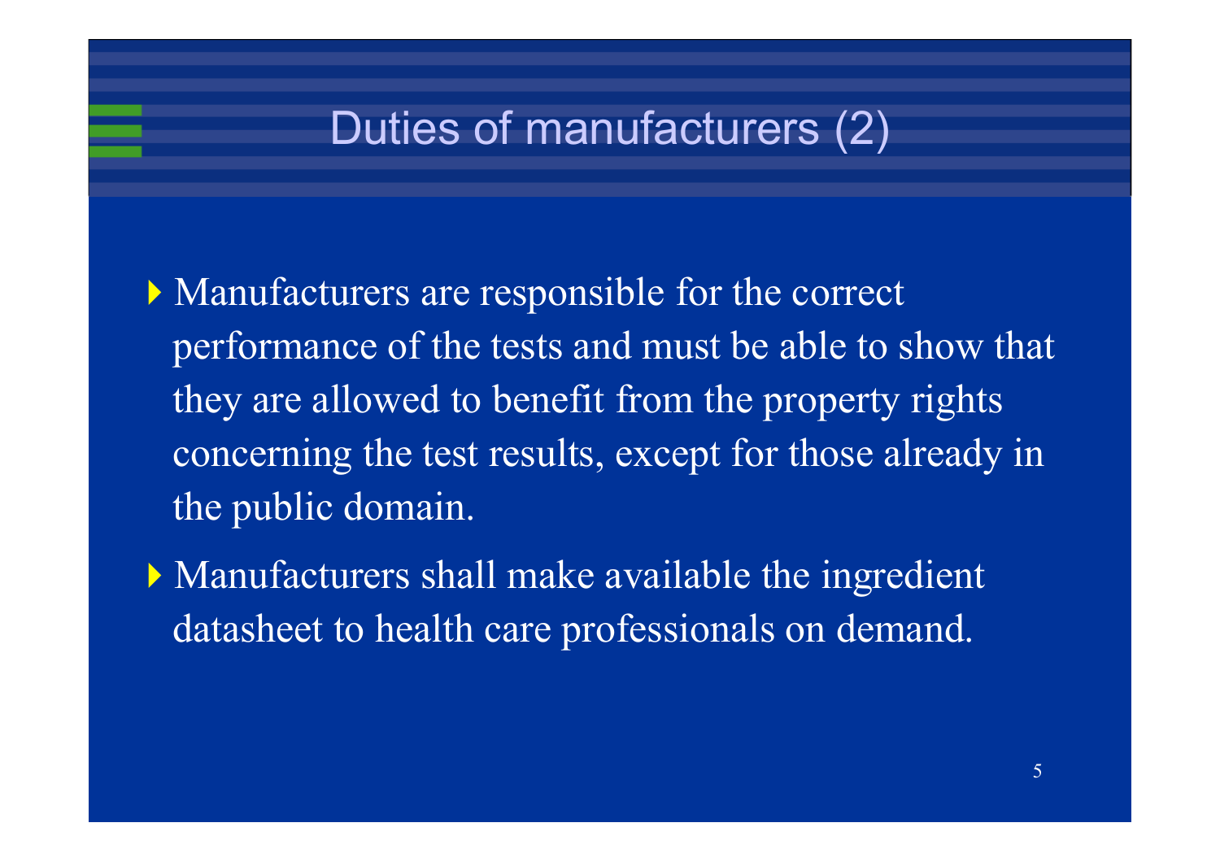# Duties of manufacturers (2)

- Manufacturers are responsible for the correct performance of the tests and must be able to show that they are allowed to benefit from the property rights concerning the test results, except for those already in the public domain.
- Manufacturers shall make available the ingredient datasheet to health care professionals on demand.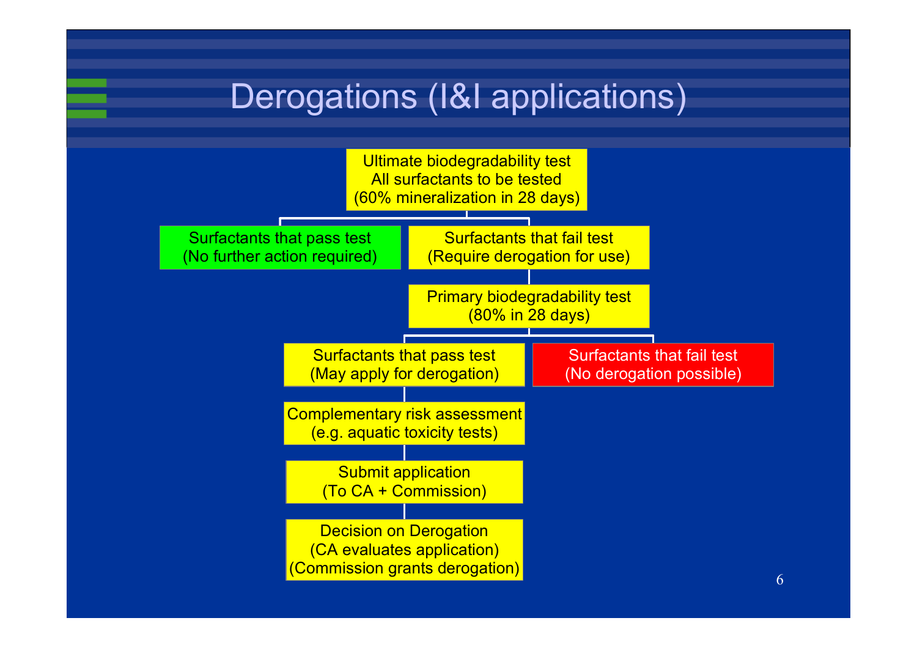# Derogations (I&I applications)

- Ultimate biodegradability test
  All surfactants to be tested
  (60% mineralization in 28 days)
  - Surfactants that pass test
    (No further action required)
  - Surfactants that fail test
    (Require derogation for use)
    - Primary biodegradability test
      (80% in 28 days)
      - Surfactants that pass test
        (May apply for derogation)
        - Complementary risk assessment
          (e.g. aquatic toxicity tests)
        - Submit application
          (To CA + Commission)
        - Decision on Derogation
          (CA evaluates application)
          (Commission grants derogation)
      - Surfactants that fail test
        (No derogation possible)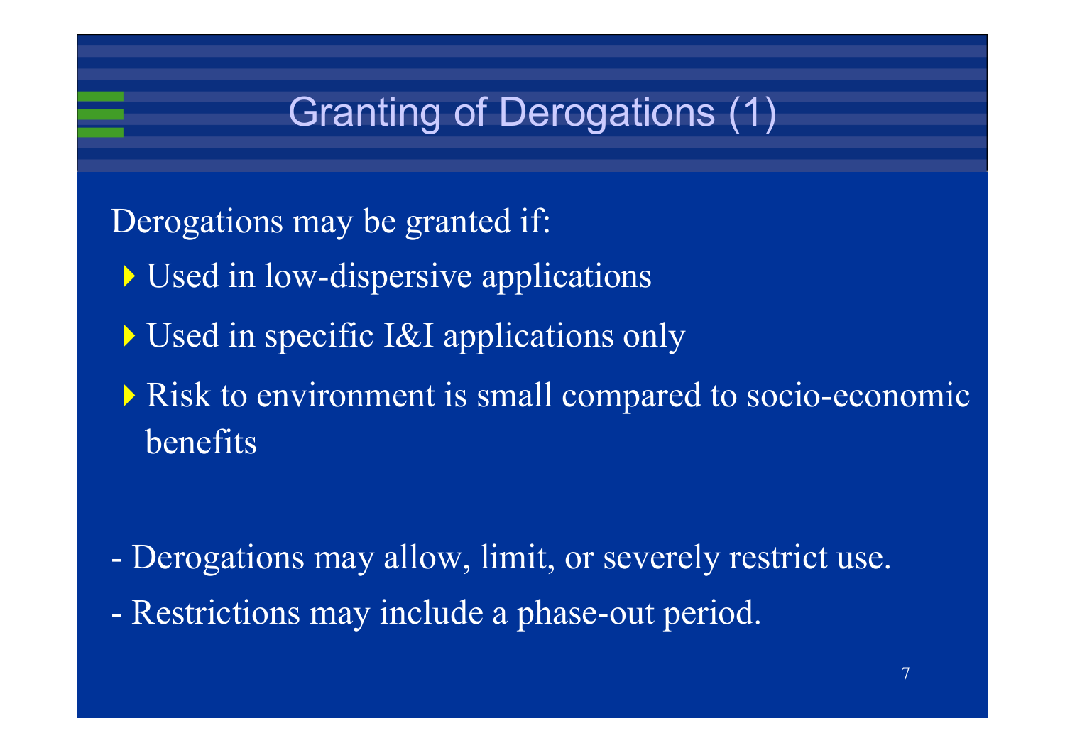# Granting of Derogations (1)

Derogations may be granted if:

- Used in low-dispersive applications
- Used in specific I&I applications only
- Risk to environment is small compared to socio-economic benefits

- Derogations may allow, limit, or severely restrict use.
- Restrictions may include a phase-out period.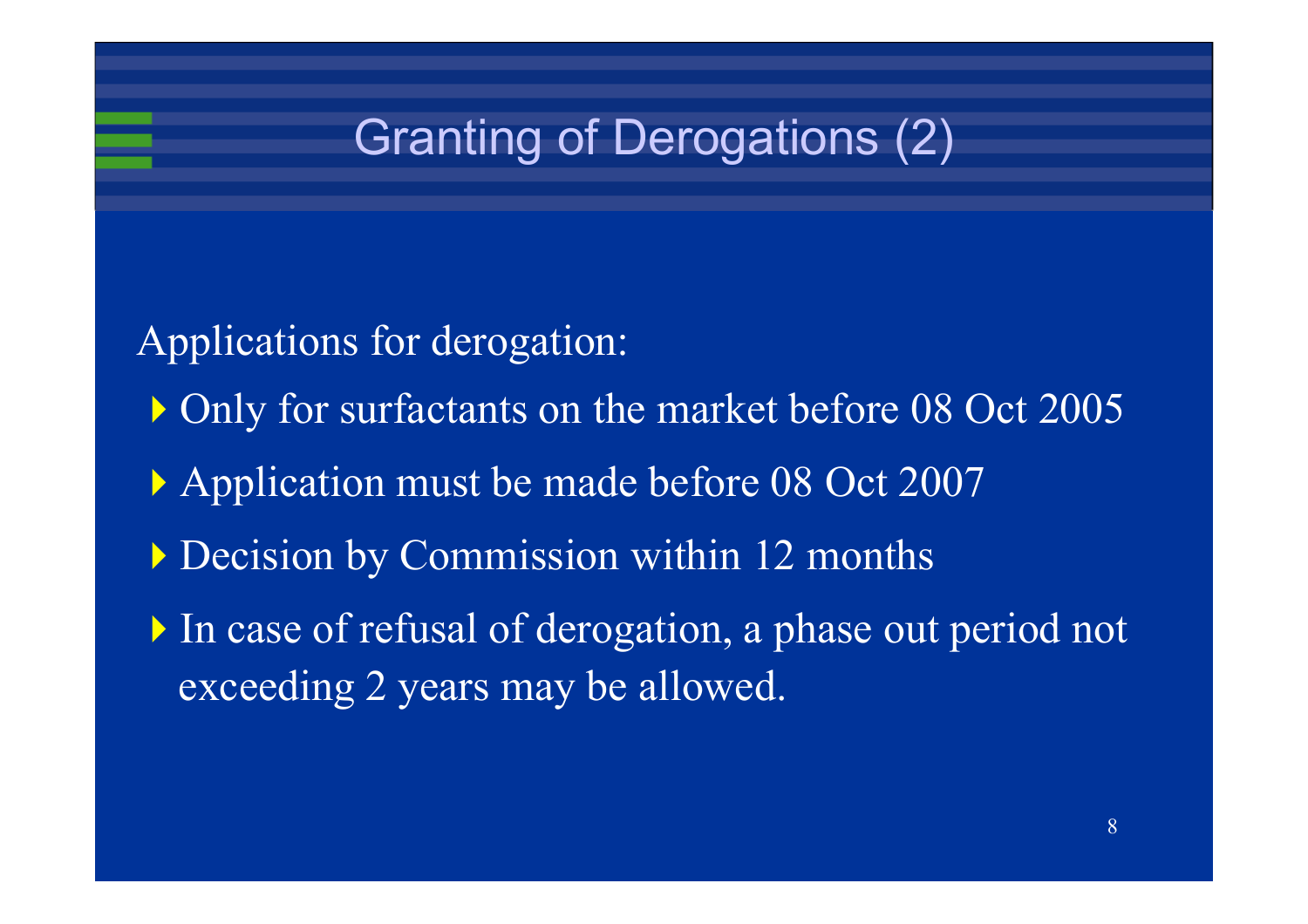# Granting of Derogations (2)

Applications for derogation:

- Only for surfactants on the market before 08 Oct 2005
- Application must be made before 08 Oct 2007
- Decision by Commission within 12 months
- In case of refusal of derogation, a phase out period not exceeding 2 years may be allowed.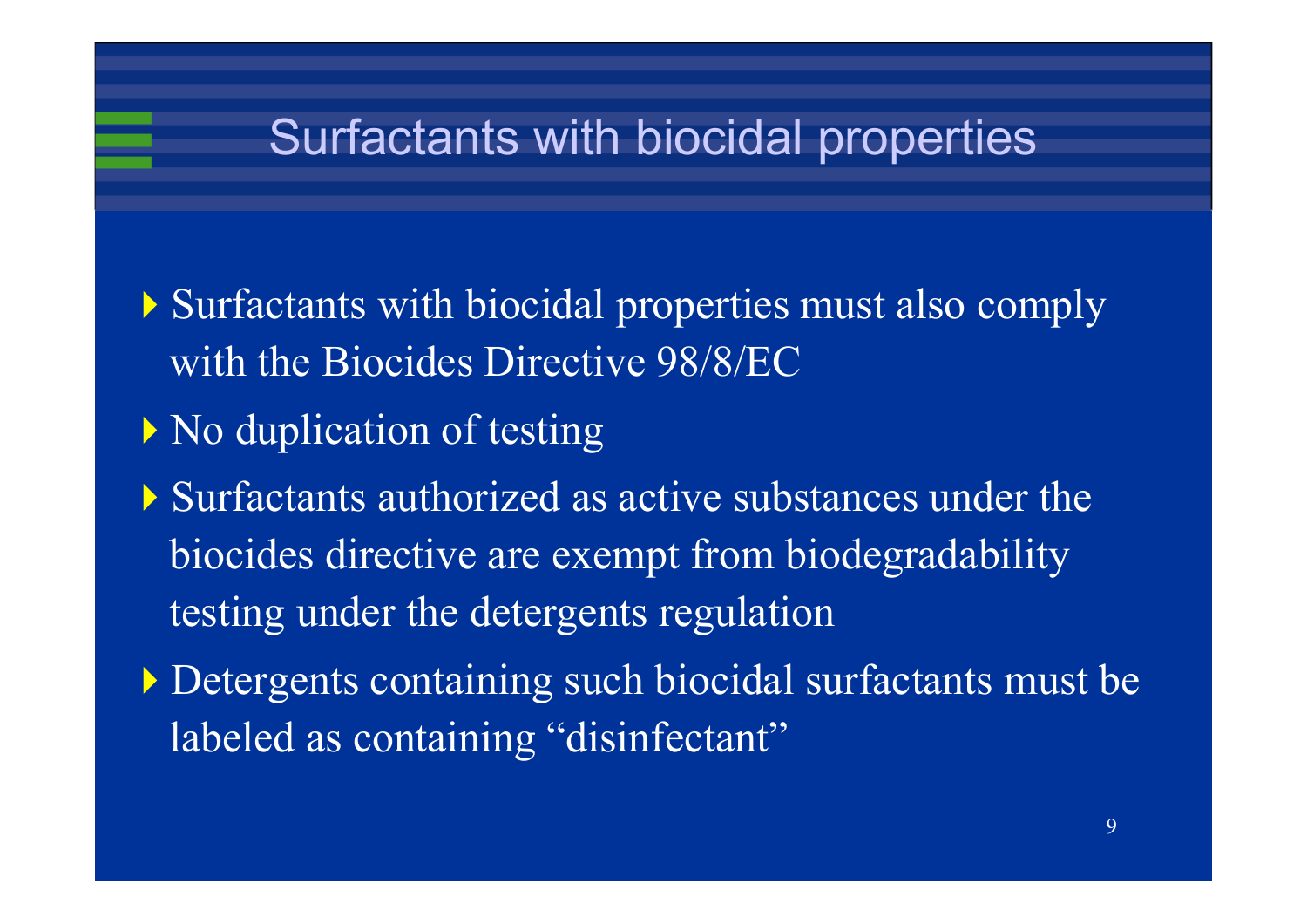# Surfactants with biocidal properties

- Surfactants with biocidal properties must also comply with the Biocides Directive 98/8/EC
- No duplication of testing
- Surfactants authorized as active substances under the biocides directive are exempt from biodegradability testing under the detergents regulation
- Detergents containing such biocidal surfactants must be labeled as containing "disinfectant"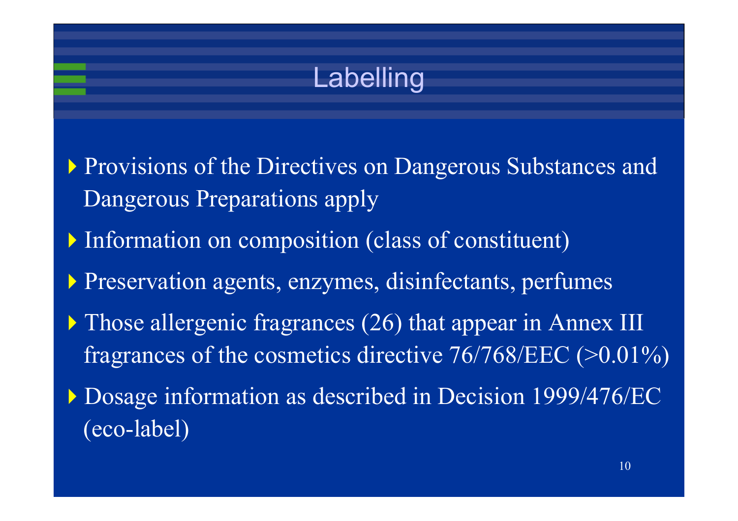# Labelling

- Provisions of the Directives on Dangerous Substances and Dangerous Preparations apply
- Information on composition (class of constituent)
- Preservation agents, enzymes, disinfectants, perfumes
- Those allergenic fragrances (26) that appear in Annex III fragrances of the cosmetics directive 76/768/EEC (>0.01%)
- Dosage information as described in Decision 1999/476/EC (eco-label)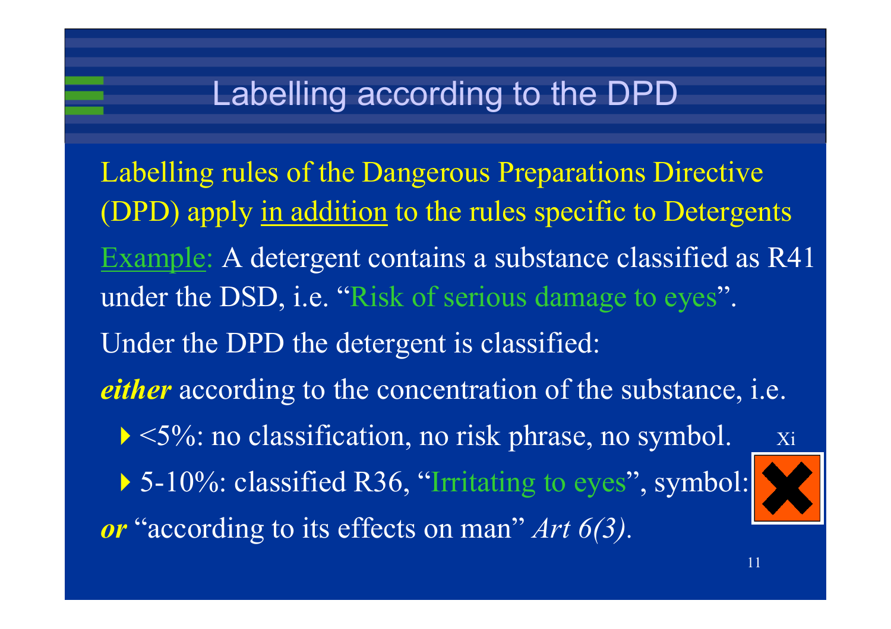# Labelling according to the DPD

Labelling rules of the Dangerous Preparations Directive (DPD) apply <u>in addition</u> to the rules specific to Detergents

<u>Example</u>: A detergent contains a substance classified as R41 under the DSD, i.e. "Risk of serious damage to eyes".

Under the DPD the detergent is classified:

***either*** according to the concentration of the substance, i.e.

- <5%: no classification, no risk phrase, no symbol.
- 5-10%: classified R36, "Irritating to eyes", symbol: Xi

***or*** "according to its effects on man" *Art 6(3)*.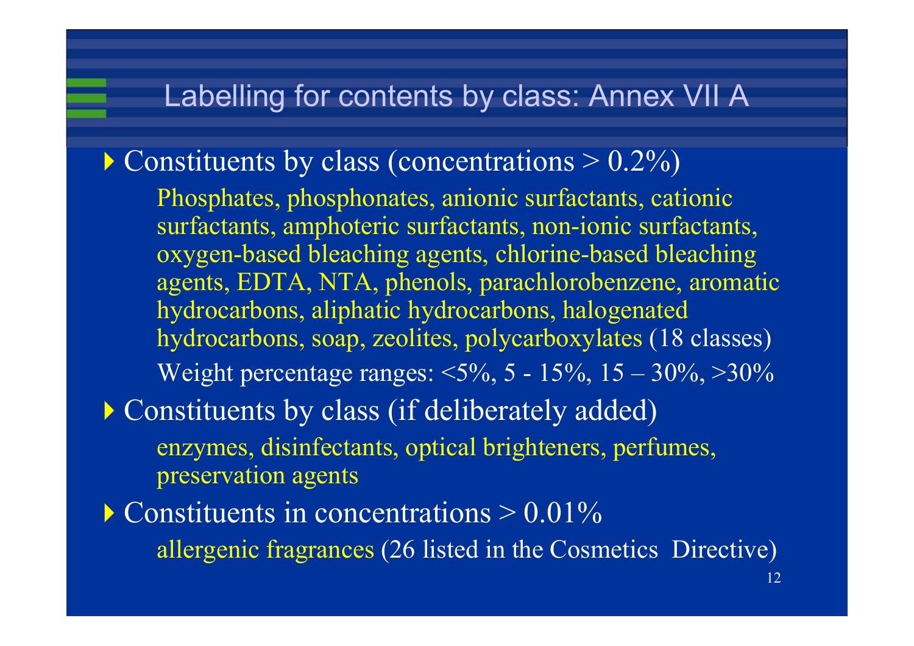# Labelling for contents by class: Annex VII A

- Constituents by class (concentrations > 0.2%)

  Phosphates, phosphonates, anionic surfactants, cationic surfactants, amphoteric surfactants, non-ionic surfactants, oxygen-based bleaching agents, chlorine-based bleaching agents, EDTA, NTA, phenols, parachlorobenzene, aromatic hydrocarbons, aliphatic hydrocarbons, halogenated hydrocarbons, soap, zeolites, polycarboxylates (18 classes)

  Weight percentage ranges: <5%, 5 - 15%, 15 – 30%, >30%

- Constituents by class (if deliberately added)

  enzymes, disinfectants, optical brighteners, perfumes, preservation agents

- Constituents in concentrations > 0.01%

  allergenic fragrances (26 listed in the Cosmetics Directive)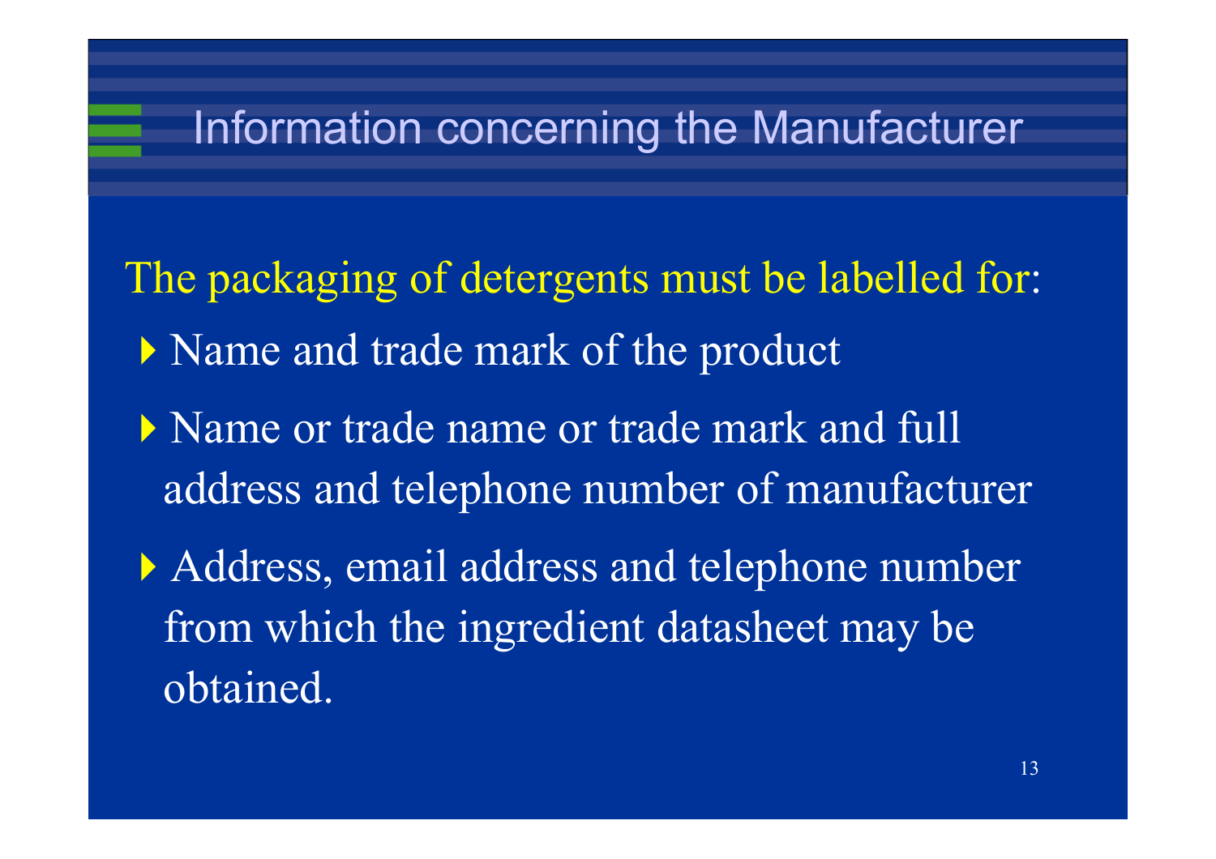# Information concerning the Manufacturer

The packaging of detergents must be labelled for:

- Name and trade mark of the product
- Name or trade name or trade mark and full address and telephone number of manufacturer
- Address, email address and telephone number from which the ingredient datasheet may be obtained.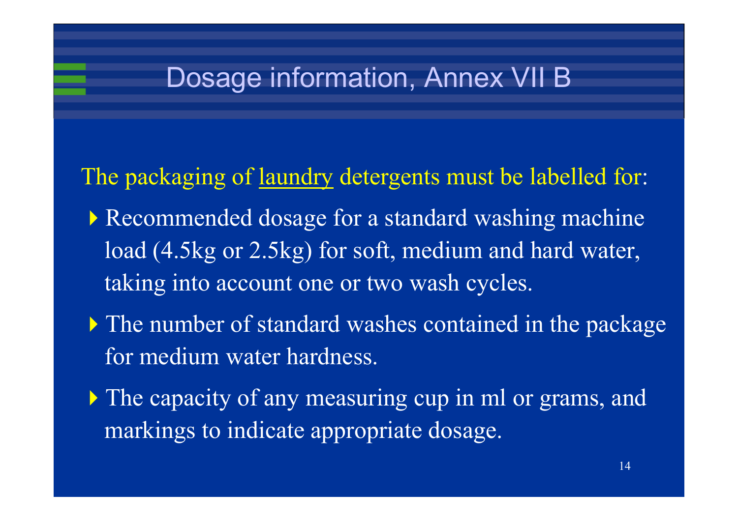# Dosage information, Annex VII B

The packaging of <u>laundry</u> detergents must be labelled for:

- Recommended dosage for a standard washing machine load (4.5kg or 2.5kg) for soft, medium and hard water, taking into account one or two wash cycles.
- The number of standard washes contained in the package for medium water hardness.
- The capacity of any measuring cup in ml or grams, and markings to indicate appropriate dosage.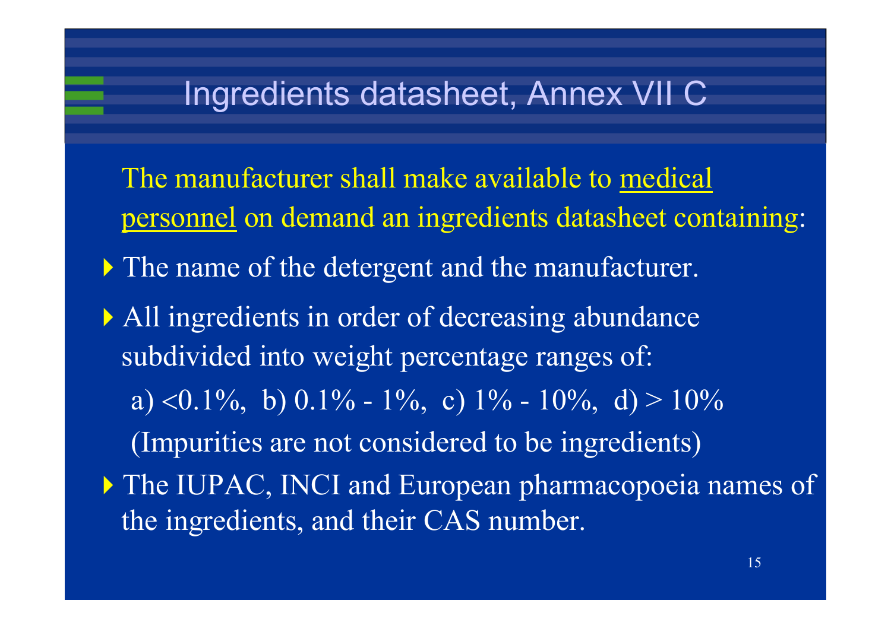# Ingredients datasheet, Annex VII C

The manufacturer shall make available to <u>medical personnel</u> on demand an ingredients datasheet containing:

- The name of the detergent and the manufacturer.
- All ingredients in order of decreasing abundance subdivided into weight percentage ranges of:

  a) <0.1%, b) 0.1% - 1%, c) 1% - 10%, d) > 10%

  (Impurities are not considered to be ingredients)
- The IUPAC, INCI and European pharmacopoeia names of the ingredients, and their CAS number.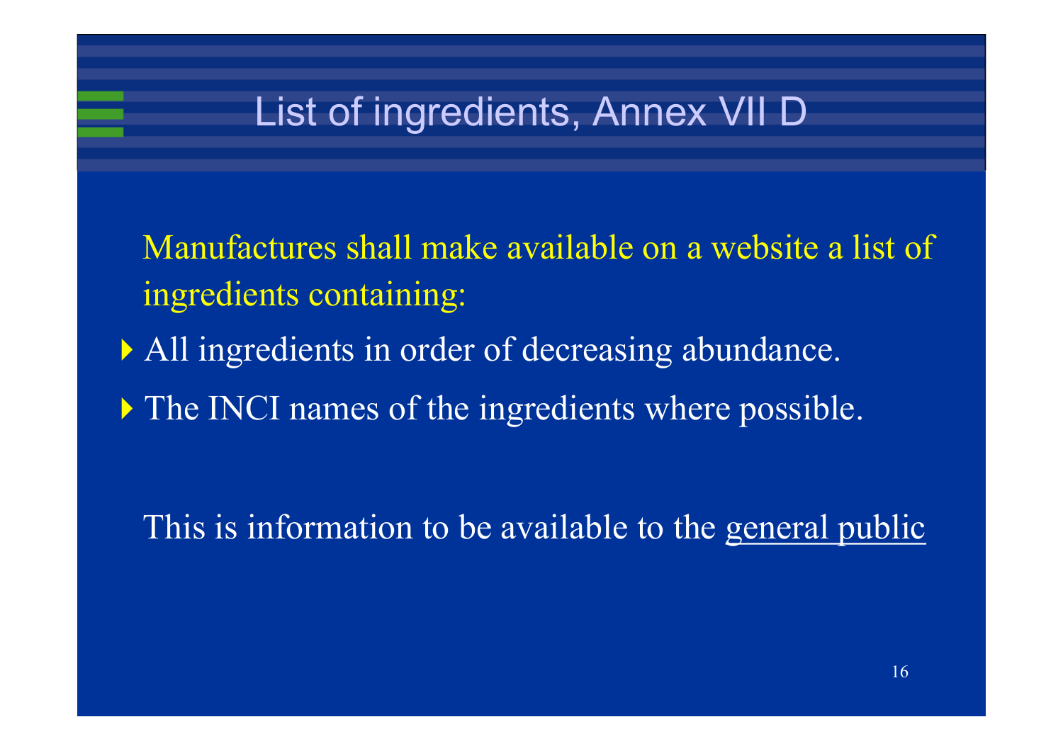# List of ingredients, Annex VII D

Manufactures shall make available on a website a list of ingredients containing:

- All ingredients in order of decreasing abundance.
- The INCI names of the ingredients where possible.

This is information to be available to the general public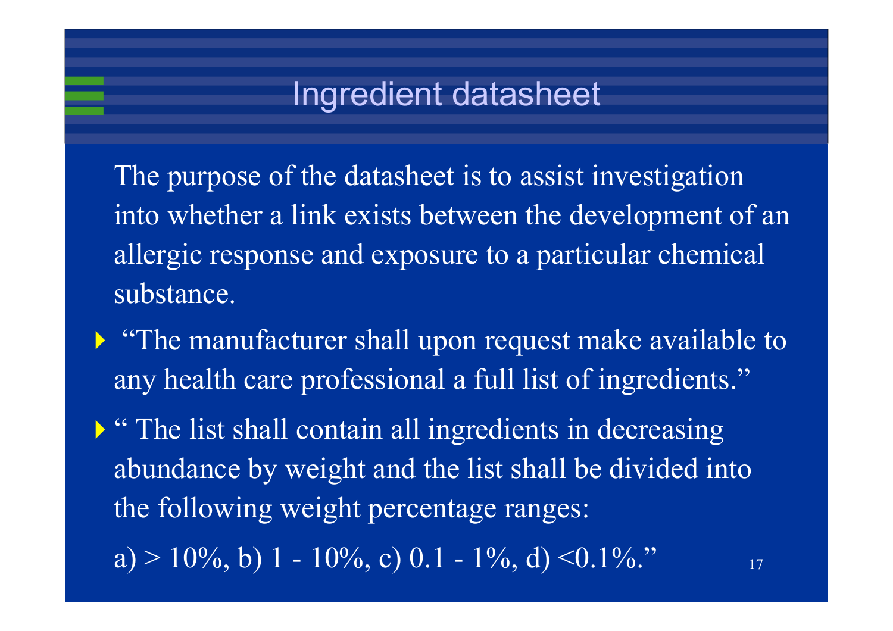# Ingredient datasheet

The purpose of the datasheet is to assist investigation into whether a link exists between the development of an allergic response and exposure to a particular chemical substance.

- "The manufacturer shall upon request make available to any health care professional a full list of ingredients."
- " The list shall contain all ingredients in decreasing abundance by weight and the list shall be divided into the following weight percentage ranges:

  a) > 10%, b) 1 - 10%, c) 0.1 - 1%, d) <0.1%."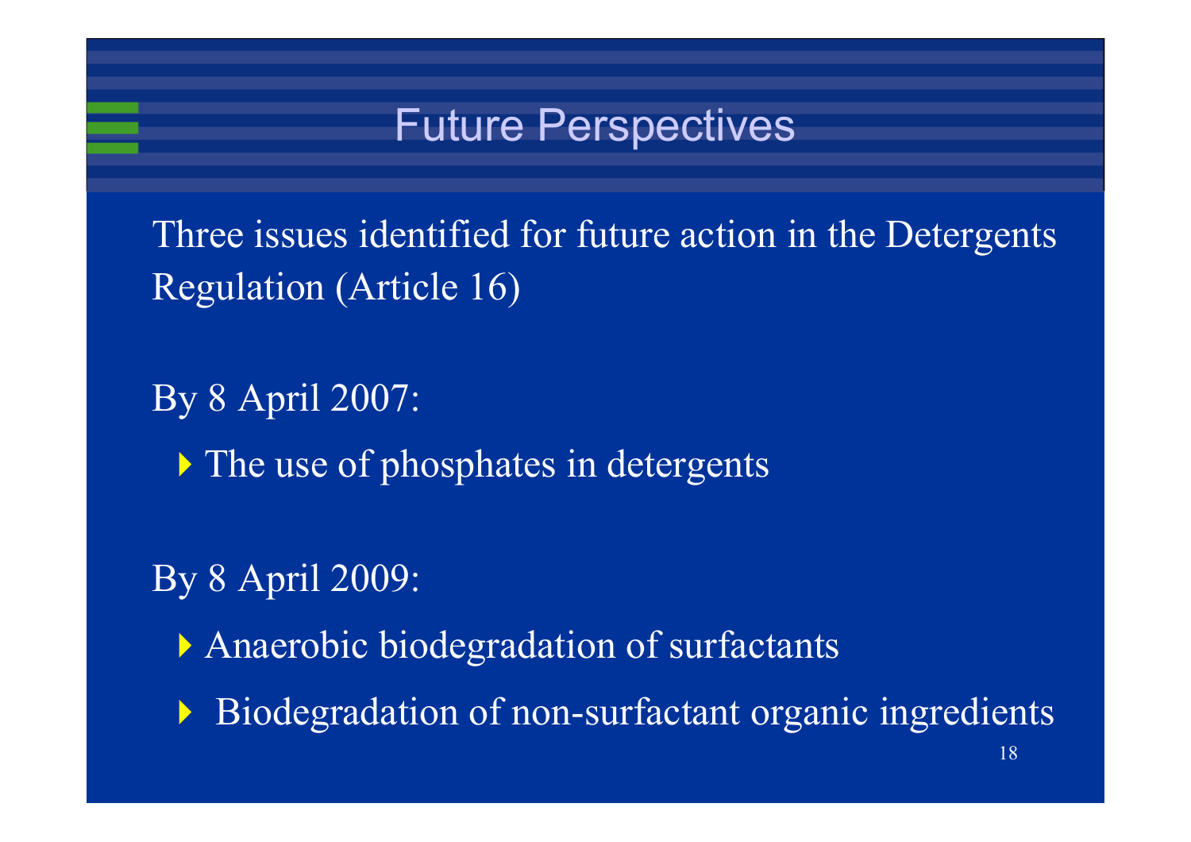# Future Perspectives

Three issues identified for future action in the Detergents Regulation (Article 16)

By 8 April 2007:

- The use of phosphates in detergents

By 8 April 2009:

- Anaerobic biodegradation of surfactants
- Biodegradation of non-surfactant organic ingredients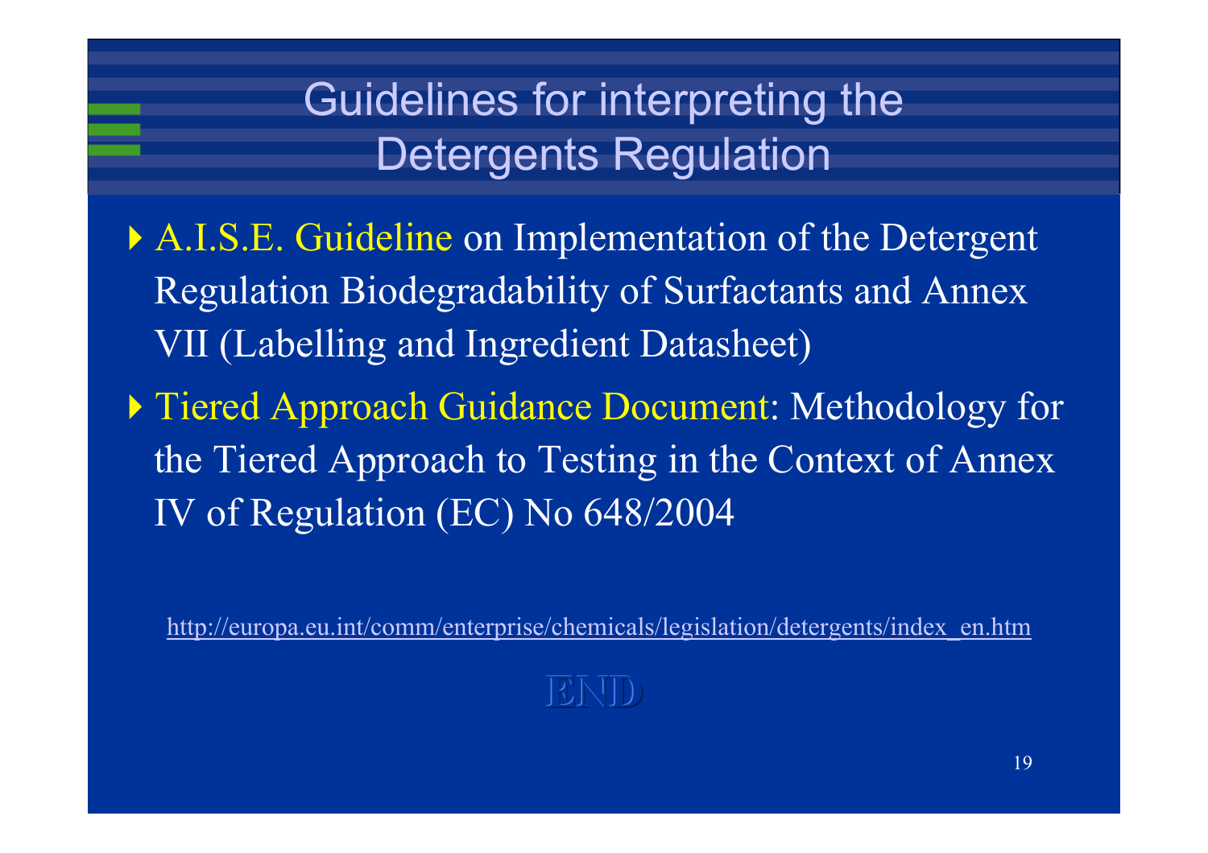# Guidelines for interpreting the Detergents Regulation

- A.I.S.E. Guideline on Implementation of the Detergent Regulation Biodegradability of Surfactants and Annex VII (Labelling and Ingredient Datasheet)
- Tiered Approach Guidance Document: Methodology for the Tiered Approach to Testing in the Context of Annex IV of Regulation (EC) No 648/2004

http://europa.eu.int/comm/enterprise/chemicals/legislation/detergents/index_en.htm

**END**